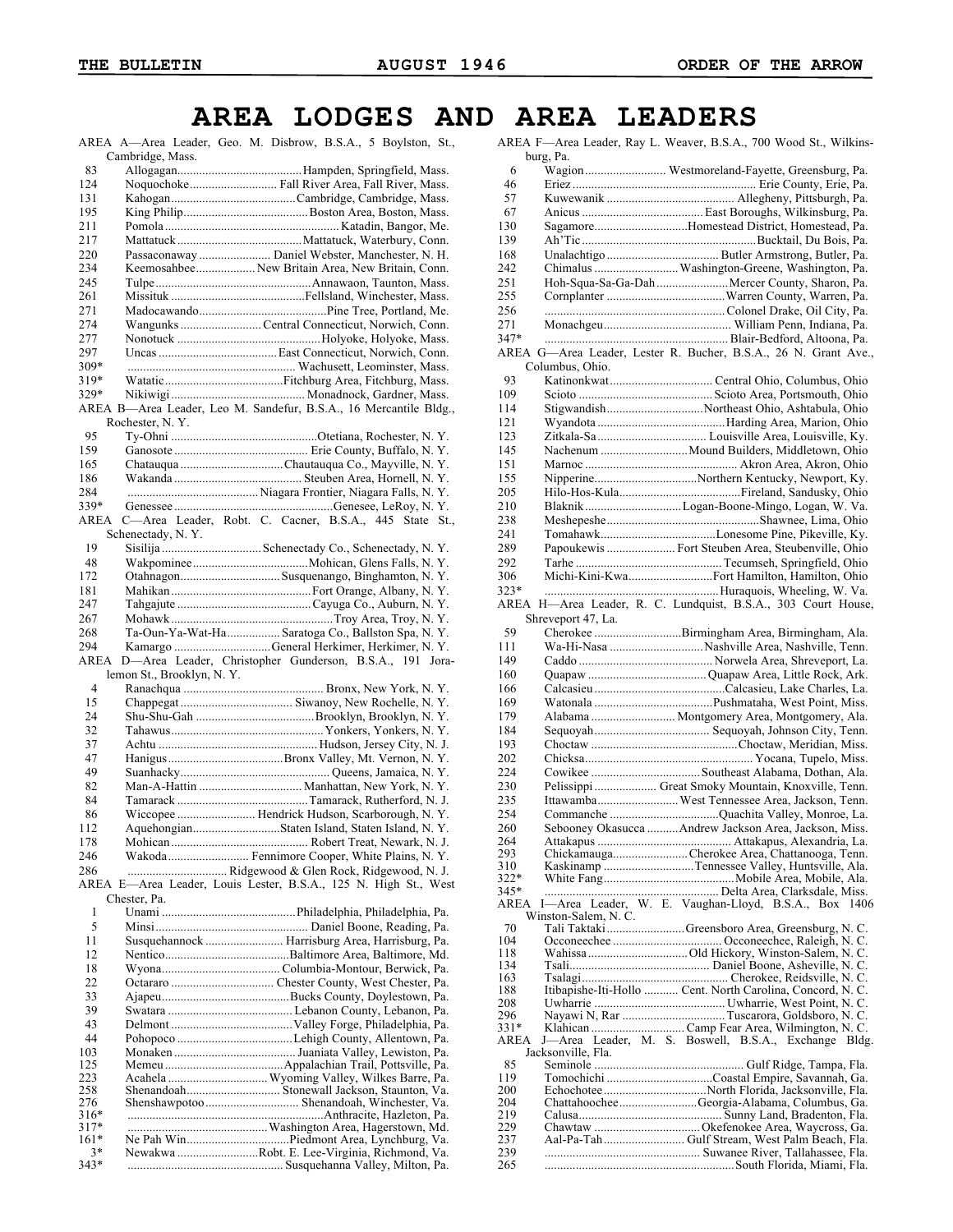# AREA LODGES AND AREA LEADERS

AREA A—Area Leader, Geo. M. Disbrow, B.S.A., 5 Boylston, St., Cambridge, Mass.

| No. | Lodge | Council |
|---|---|---|
| 83 | Allogagan | Hampden, Springfield, Mass. |
| 124 | Noquochoke | Fall River Area, Fall River, Mass. |
| 131 | Kahogan | Cambridge, Cambridge, Mass. |
| 195 | King Philip | Boston Area, Boston, Mass. |
| 211 | Pomola | Katadin, Bangor, Me. |
| 217 | Mattatuck | Mattatuck, Waterbury, Conn. |
| 220 | Passaconaway | Daniel Webster, Manchester, N. H. |
| 234 | Keemosahbee | New Britain Area, New Britain, Conn. |
| 245 | Tulpe | Annawaon, Taunton, Mass. |
| 261 | Missituk | Fellsland, Winchester, Mass. |
| 271 | Madocawando | Pine Tree, Portland, Me. |
| 274 | Wangunks | Central Connecticut, Norwich, Conn. |
| 277 | Nonotuck | Holyoke, Holyoke, Mass. |
| 297 | Uncas | East Connecticut, Norwich, Conn. |
| 309* | | Wachusett, Leominster, Mass. |
| 319* | Watatic | Fitchburg Area, Fitchburg, Mass. |
| 329* | Nikiwigi | Monadnock, Gardner, Mass. |

AREA B—Area Leader, Leo M. Sandefur, B.S.A., 16 Mercantile Bldg., Rochester, N. Y.

| No. | Lodge | Council |
|---|---|---|
| 95 | Ty-Ohni | Otetiana, Rochester, N. Y. |
| 159 | Ganosote | Erie County, Buffalo, N. Y. |
| 165 | Chatauqua | Chautauqua Co., Mayville, N. Y. |
| 186 | Wakanda | Steuben Area, Hornell, N. Y. |
| 284 | | Niagara Frontier, Niagara Falls, N. Y. |
| 339* | Genessee | Genesee, LeRoy, N. Y. |

AREA C—Area Leader, Robt. C. Cacner, B.S.A., 445 State St., Schenectady, N. Y.

| No. | Lodge | Council |
|---|---|---|
| 19 | Sisilija | Schenectady Co., Schenectady, N. Y. |
| 48 | Wakpominee | Mohican, Glens Falls, N. Y. |
| 172 | Otahnagon | Susquenango, Binghamton, N. Y. |
| 181 | Mahikan | Fort Orange, Albany, N. Y. |
| 247 | Tahgajute | Cayuga Co., Auburn, N. Y. |
| 267 | Mohawk | Troy Area, Troy, N. Y. |
| 268 | Ta-Oun-Ya-Wat-Ha | Saratoga Co., Ballston Spa, N. Y. |
| 294 | Kamargo | General Herkimer, Herkimer, N. Y. |

AREA D—Area Leader, Christopher Gunderson, B.S.A., 191 Joralemon St., Brooklyn, N. Y.

| No. | Lodge | Council |
|---|---|---|
| 4 | Ranachqua | Bronx, New York, N. Y. |
| 15 | Chappegat | Siwanoy, New Rochelle, N. Y. |
| 24 | Shu-Shu-Gah | Brooklyn, Brooklyn, N. Y. |
| 32 | Tahawus | Yonkers, Yonkers, N. Y. |
| 37 | Achtu | Hudson, Jersey City, N. J. |
| 47 | Hanigus | Bronx Valley, Mt. Vernon, N. Y. |
| 49 | Suanhacky | Queens, Jamaica, N. Y. |
| 82 | Man-A-Hattin | Manhattan, New York, N. Y. |
| 84 | Tamarack | Tamarack, Rutherford, N. J. |
| 86 | Wiccopee | Hendrick Hudson, Scarborough, N. Y. |
| 112 | Aquehongian | Staten Island, Staten Island, N. Y. |
| 178 | Mohican | Robert Treat, Newark, N. J. |
| 246 | Wakoda | Fennimore Cooper, White Plains, N. Y. |
| 286 | | Ridgewood & Glen Rock, Ridgewood, N. J. |

AREA E—Area Leader, Louis Lester, B.S.A., 125 N. High St., West Chester, Pa.

| No. | Lodge | Council |
|---|---|---|
| 1 | Unami | Philadelphia, Philadelphia, Pa. |
| 5 | Minsi | Daniel Boone, Reading, Pa. |
| 11 | Susquehannock | Harrisburg Area, Harrisburg, Pa. |
| 12 | Nentico | Baltimore Area, Baltimore, Md. |
| 18 | Wyona | Columbia-Montour, Berwick, Pa. |
| 22 | Octararo | Chester County, West Chester, Pa. |
| 33 | Ajapeu | Bucks County, Doylestown, Pa. |
| 39 | Swatara | Lebanon County, Lebanon, Pa. |
| 43 | Delmont | Valley Forge, Philadelphia, Pa. |
| 44 | Pohopoco | Lehigh County, Allentown, Pa. |
| 103 | Monaken | Juaniata Valley, Lewiston, Pa. |
| 125 | Memeu | Appalachian Trail, Pottsville, Pa. |
| 223 | Acahela | Wyoming Valley, Wilkes Barre, Pa. |
| 258 | Shenandoah | Stonewall Jackson, Staunton, Va. |
| 276 | Shenshawpotoo | Shenandoah, Winchester, Va. |
| 316* | | Anthracite, Hazleton, Pa. |
| 317* | | Washington Area, Hagerstown, Md. |
| 161* | Ne Pah Win | Piedmont Area, Lynchburg, Va. |
| 3* | Newakwa | Robt. E. Lee-Virginia, Richmond, Va. |
| 343* | | Susquehanna Valley, Milton, Pa. |

AREA F—Area Leader, Ray L. Weaver, B.S.A., 700 Wood St., Wilkinsburg, Pa.

| No. | Lodge | Council |
|---|---|---|
| 6 | Wagion | Westmoreland-Fayette, Greensburg, Pa. |
| 46 | Eriez | Erie County, Erie, Pa. |
| 57 | Kuwewanik | Allegheny, Pittsburgh, Pa. |
| 67 | Anicus | East Boroughs, Wilkinsburg, Pa. |
| 130 | Sagamore | Homestead District, Homestead, Pa. |
| 139 | Ah'Tic | Bucktail, Du Bois, Pa. |
| 168 | Unalachtigo | Butler Armstrong, Butler, Pa. |
| 242 | Chimalus | Washington-Greene, Washington, Pa. |
| 251 | Hoh-Squa-Sa-Ga-Dah | Mercer County, Sharon, Pa. |
| 255 | Cornplanter | Warren County, Warren, Pa. |
| 256 | | Colonel Drake, Oil City, Pa. |
| 271 | Monachgeu | William Penn, Indiana, Pa. |
| 347* | | Blair-Bedford, Altoona, Pa. |

AREA G—Area Leader, Lester R. Bucher, B.S.A., 26 N. Grant Ave., Columbus, Ohio.

| No. | Lodge | Council |
|---|---|---|
| 93 | Katinonkwat | Central Ohio, Columbus, Ohio |
| 109 | Scioto | Scioto Area, Portsmouth, Ohio |
| 114 | Stigwandish | Northeast Ohio, Ashtabula, Ohio |
| 121 | Wyandota | Harding Area, Marion, Ohio |
| 123 | Zitkala-Sa | Louisville Area, Louisville, Ky. |
| 145 | Nachenum | Mound Builders, Middletown, Ohio |
| 151 | Marnoc | Akron Area, Akron, Ohio |
| 155 | Nipperine | Northern Kentucky, Newport, Ky. |
| 205 | Hilo-Hos-Kula | Fireland, Sandusky, Ohio |
| 210 | Blaknik | Logan-Boone-Mingo, Logan, W. Va. |
| 238 | Meshepeshe | Shawnee, Lima, Ohio |
| 241 | Tomahawk | Lonesome Pine, Pikeville, Ky. |
| 289 | Papoukewis | Fort Steuben Area, Steubenville, Ohio |
| 292 | Tarhe | Tecumseh, Springfield, Ohio |
| 306 | Michi-Kini-Kwa | Fort Hamilton, Hamilton, Ohio |
| 323* | | Huraquois, Wheeling, W. Va. |

AREA H—Area Leader, R. C. Lundquist, B.S.A., 303 Court House, Shreveport 47, La.

| No. | Lodge | Council |
|---|---|---|
| 59 | Cherokee | Birmingham Area, Birmingham, Ala. |
| 111 | Wa-Hi-Nasa | Nashville Area, Nashville, Tenn. |
| 149 | Caddo | Norwela Area, Shreveport, La. |
| 160 | Quapaw | Quapaw Area, Little Rock, Ark. |
| 166 | Calcasieu | Calcasieu, Lake Charles, La. |
| 169 | Watonala | Pushmataha, West Point, Miss. |
| 179 | Alabama | Montgomery Area, Montgomery, Ala. |
| 184 | Sequoyah | Sequoyah, Johnson City, Tenn. |
| 193 | Choctaw | Choctaw, Meridian, Miss. |
| 202 | Chicksa | Yocana, Tupelo, Miss. |
| 224 | Cowikee | Southeast Alabama, Dothan, Ala. |
| 230 | Pelissippi | Great Smoky Mountain, Knoxville, Tenn. |
| 235 | Ittawamba | West Tennessee Area, Jackson, Tenn. |
| 254 | Commanche | Quachita Valley, Monroe, La. |
| 260 | Sebooney Okasucca | Andrew Jackson Area, Jackson, Miss. |
| 264 | Attakapus | Attakapus, Alexandria, La. |
| 293 | Chickamauga | Cherokee Area, Chattanooga, Tenn. |
| 310 | Kaskinamp | Tennessee Valley, Huntsville, Ala. |
| 322* | White Fang | Mobile Area, Mobile, Ala. |
| 345* | | Delta Area, Clarksdale, Miss. |

AREA I—Area Leader, W. E. Vaughan-Lloyd, B.S.A., Box 1406 Winston-Salem, N. C.

| No. | Lodge | Council |
|---|---|---|
| 70 | Tali Taktaki | Greensboro Area, Greensboro, N. C. |
| 104 | Occoneechee | Occoneechee, Raleigh, N. C. |
| 118 | Wahissa | Old Hickory, Winston-Salem, N. C. |
| 134 | Tsali | Daniel Boone, Asheville, N. C. |
| 163 | Tsalagi | Cherokee, Reidsville, N. C. |
| 188 | Itibapishe-Iti-Hollo | Cent. North Carolina, Concord, N. C. |
| 208 | Uwharrie | Uwharrie, West Point, N. C. |
| 296 | Nayawi N, Rar | Tuscarora, Goldsboro, N. C. |
| 331* | Klahican | Camp Fear Area, Wilmington, N. C. |

AREA J—Area Leader, M. S. Boswell, B.S.A., Exchange Bldg. Jacksonville, Fla.

| No. | Lodge | Council |
|---|---|---|
| 85 | Seminole | Gulf Ridge, Tampa, Fla. |
| 119 | Tomochichi | Coastal Empire, Savannah, Ga. |
| 200 | Echochotee | North Florida, Jacksonville, Fla. |
| 204 | Chattahoochee | Georgia-Alabama, Columbus, Ga. |
| 219 | Calusa | Sunny Land, Bradenton, Fla. |
| 229 | Chawtaw | Okefenokee Area, Waycross, Ga. |
| 237 | Aal-Pa-Tah | Gulf Stream, West Palm Beach, Fla. |
| 239 | | Suwanee River, Tallahassee, Fla. |
| 265 | | South Florida, Miami, Fla. |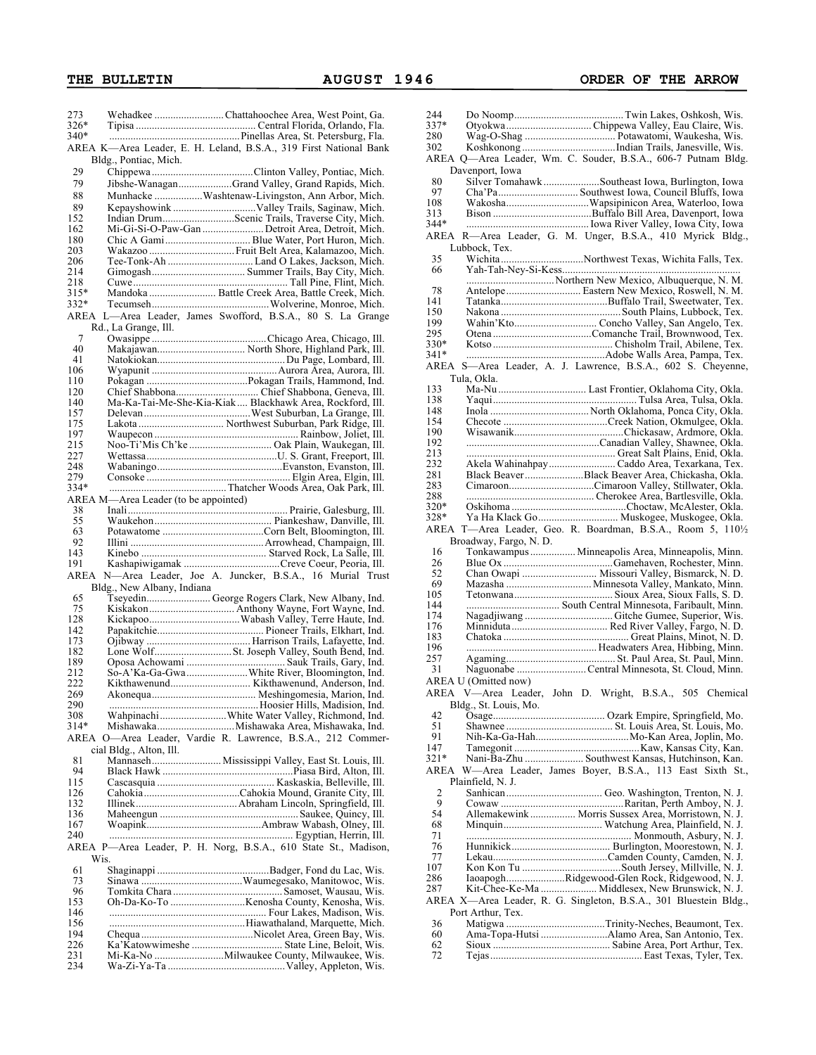| | | |
|---|---|---|
| 273 | Wehadkee | Chattahoochee Area, West Point, Ga. |
| 326* | Tipisa | Central Florida, Orlando, Fla. |
| 340* | | Pinellas Area, St. Petersburg, Fla. |

AREA K—Area Leader, E. H. Leland, B.S.A., 319 First National Bank Bldg., Pontiac, Mich.

| | | |
|---|---|---|
| 29 | Chippewa | Clinton Valley, Pontiac, Mich. |
| 79 | Jibshe-Wanagan | Grand Valley, Grand Rapids, Mich. |
| 88 | Munhacke | Washtenaw-Livingston, Ann Arbor, Mich. |
| 89 | Kepayshowink | Valley Trails, Saginaw, Mich. |
| 152 | Indian Drum | Scenic Trails, Traverse City, Mich. |
| 162 | Mi-Gi-Si-O-Paw-Gan | Detroit Area, Detroit, Mich. |
| 180 | Chic A Gami | Blue Water, Port Huron, Mich. |
| 203 | Wakazoo | Fruit Belt Area, Kalamazoo, Mich. |
| 206 | Tee-Tonk-Ah | Land O Lakes, Jackson, Mich. |
| 214 | Gimogash | Summer Trails, Bay City, Mich. |
| 218 | Cuwe | Tall Pine, Flint, Mich. |
| 315* | Mandoka | Battle Creek Area, Battle Creek, Mich. |
| 332* | Tecumseh | Wolverine, Monroe, Mich. |

AREA L—Area Leader, James Swofford, B.S.A., 80 S. La Grange Rd., La Grange, Ill.

| | | |
|---|---|---|
| 7 | Owasippe | Chicago Area, Chicago, Ill. |
| 40 | Makajawan | North Shore, Highland Park, Ill. |
| 41 | Natokiokan | Du Page, Lombard, Ill. |
| 106 | Wyapunit | Aurora Area, Aurora, Ill. |
| 110 | Pokagan | Pokagan Trails, Hammond, Ind. |
| 120 | Chief Shabbona | Chief Shabbona, Geneva, Ill. |
| 140 | Ma-Ka-Tai-Me-She-Kia-Kiak | Blackhawk Area, Rockford, Ill. |
| 157 | Delevan | West Suburban, La Grange, Ill. |
| 175 | Lakota | Northwest Suburban, Park Ridge, Ill. |
| 197 | Waupecon | Rainbow, Joliet, Ill. |
| 215 | Noo-Ti'Mis Ch'ke | Oak Plain, Waukegan, Ill. |
| 227 | Wettassa | U. S. Grant, Freeport, Ill. |
| 248 | Wabaningo | Evanston, Evanston, Ill. |
| 279 | Consoke | Elgin Area, Elgin, Ill. |
| 334* | | Thatcher Woods Area, Oak Park, Ill. |

AREA M—Area Leader (to be appointed)

| | | |
|---|---|---|
| 38 | Inali | Prairie, Galesburg, Ill. |
| 55 | Waukehon | Piankeshaw, Danville, Ill. |
| 63 | Potawatome | Corn Belt, Bloomington, Ill. |
| 92 | Illini | Arrowhead, Champaign, Ill. |
| 143 | Kinebo | Starved Rock, La Salle, Ill. |
| 191 | Kashapiwigamak | Creve Coeur, Peoria, Ill. |

AREA N—Area Leader, Joe A. Juncker, B.S.A., 16 Murial Trust Bldg., New Albany, Indiana

| | | |
|---|---|---|
| 65 | Tseyedin | George Rogers Clark, New Albany, Ind. |
| 75 | Kiskakon | Anthony Wayne, Fort Wayne, Ind. |
| 128 | Kickapoo | Wabash Valley, Terre Haute, Ind. |
| 142 | Papakitchie | Pioneer Trails, Elkhart, Ind. |
| 173 | Ojibway | Harrison Trails, Lafayette, Ind. |
| 182 | Lone Wolf | St. Joseph Valley, South Bend, Ind. |
| 189 | Oposa Achowami | Sauk Trails, Gary, Ind. |
| 212 | So-A'Ka-Ga-Gwa | White River, Bloomington, Ind. |
| 222 | Kikthawenund | Kikthawenund, Anderson, Ind. |
| 269 | Akonequa | Meshingomesia, Marion, Ind. |
| 290 | | Hoosier Hills, Madision, Ind. |
| 308 | Wahpinachi | White Water Valley, Richmond, Ind. |
| 314* | Mishawaka | Mishawaka Area, Mishawaka, Ind. |

AREA O—Area Leader, Vardie R. Lawrence, B.S.A., 212 Commercial Bldg., Alton, Ill.

| | | |
|---|---|---|
| 81 | Mannaseh | Mississippi Valley, East St. Louis, Ill. |
| 94 | Black Hawk | Piasa Bird, Alton, Ill. |
| 115 | Cascasquia | Kaskaskia, Belleville, Ill. |
| 126 | Cahokia | Cahokia Mound, Granite City, Ill. |
| 132 | Illinek | Abraham Lincoln, Springfield, Ill. |
| 136 | Maheengun | Saukee, Quincy, Ill. |
| 167 | Woapink | Ambraw Wabash, Olney, Ill. |
| 240 | | Egyptian, Herrin, Ill. |

AREA P—Area Leader, P. H. Norg, B.S.A., 610 State St., Madison, Wis.

| | | |
|---|---|---|
| 61 | Shaginappi | Badger, Fond du Lac, Wis. |
| 73 | Sinawa | Waumegesako, Manitowoc, Wis. |
| 96 | Tomkita Chara | Samoset, Wausau, Wis. |
| 153 | Oh-Da-Ko-To | Kenosha County, Kenosha, Wis. |
| 146 | | Four Lakes, Madison, Wis. |
| 156 | | Hiawathaland, Marquette, Mich. |
| 194 | Chequa | Nicolet Area, Green Bay, Wis. |
| 226 | Ka'Katowwimeshe | State Line, Beloit, Wis. |
| 231 | Mi-Ka-No | Milwaukee County, Milwaukee, Wis. |
| 234 | Wa-Zi-Ya-Ta | Valley, Appleton, Wis. |
| 244 | Do Noomp | Twin Lakes, Oshkosh, Wis. |
| 337* | Otyokwa | Chippewa Valley, Eau Claire, Wis. |
| 280 | Wag-O-Shag | Potawatomi, Waukesha, Wis. |
| 302 | Koshkonong | Indian Trails, Janesville, Wis. |

AREA Q—Area Leader, Wm. C. Souder, B.S.A., 606-7 Putnam Bldg. Davenport, Iowa

| | | |
|---|---|---|
| 80 | Silver Tomahawk | Southeast Iowa, Burlington, Iowa |
| 97 | Cha'Pa | Southwest Iowa, Council Bluffs, Iowa |
| 108 | Wakosha | Wapsipinicon Area, Waterloo, Iowa |
| 313 | Bison | Buffalo Bill Area, Davenport, Iowa |
| 344* | | Iowa River Valley, Iowa City, Iowa |

AREA R—Area Leader, G. M. Unger, B.S.A., 410 Myrick Bldg., Lubbock, Tex.

| | | |
|---|---|---|
| 35 | Wichita | Northwest Texas, Wichita Falls, Tex. |
| 66 | Yah-Tah-Ney-Si-Kess | Northern New Mexico, Albuquerque, N. M. |
| 78 | Antelope | Eastern New Mexico, Roswell, N. M. |
| 141 | Tatanka | Buffalo Trail, Sweetwater, Tex. |
| 150 | Nakona | South Plains, Lubbock, Tex. |
| 199 | Wahin'Kto | Concho Valley, San Angelo, Tex. |
| 295 | Otena | Comanche Trail, Brownwood, Tex. |
| 330* | Kotso | Chisholm Trail, Abilene, Tex. |
| 341* | | Adobe Walls Area, Pampa, Tex. |

AREA S—Area Leader, A. J. Lawrence, B.S.A., 602 S. Cheyenne, Tula, Okla.

| | | |
|---|---|---|
| 133 | Ma-Nu | Last Frontier, Oklahoma City, Okla. |
| 138 | Yaqui | Tulsa Area, Tulsa, Okla. |
| 148 | Inola | North Oklahoma, Ponca City, Okla. |
| 154 | Checote | Creek Nation, Okmulgee, Okla. |
| 190 | Wisawanik | Chickasaw, Ardmore, Okla. |
| 192 | | Canadian Valley, Shawnee, Okla. |
| 213 | | Great Salt Plains, Enid, Okla. |
| 232 | Akela Wahinahpay | Caddo Area, Texarkana, Tex. |
| 281 | Black Beaver | Black Beaver Area, Chickasha, Okla. |
| 283 | Cimaroon | Cimaroon Valley, Stillwater, Okla. |
| 288 | | Cherokee Area, Bartlesville, Okla. |
| 320* | Oskihoma | Choctaw, McAlester, Okla. |
| 328* | Ya Ha Klack Go | Muskogee, Muskogee, Okla. |

AREA T—Area Leader, Geo. R. Boardman, B.S.A., Room 5, 110½ Broadway, Fargo, N. D.

| | | |
|---|---|---|
| 16 | Tonkawampus | Minneapolis Area, Minneapolis, Minn. |
| 26 | Blue Ox | Gamehaven, Rochester, Minn. |
| 52 | Chan Owapi | Missouri Valley, Bismarck, N. D. |
| 69 | Mazasha | Minnesota Valley, Mankato, Minn. |
| 105 | Tetonwana | Sioux Area, Sioux Falls, S. D. |
| 144 | | South Central Minnesota, Faribault, Minn. |
| 174 | Nagadjiwang | Gitche Gumee, Superior, Wis. |
| 176 | Minniduta | Red River Valley, Fargo, N. D. |
| 183 | Chatoka | Great Plains, Minot, N. D. |
| 196 | | Headwaters Area, Hibbing, Minn. |
| 257 | Agaming | St. Paul Area, St. Paul, Minn. |
| 31 | Naguonabe | Central Minnesota, St. Cloud, Minn. |

AREA U (Omitted now)

AREA V—Area Leader, John D. Wright, B.S.A., 505 Chemical Bldg., St. Louis, Mo.

| | | |
|---|---|---|
| 42 | Osage | Ozark Empire, Springfield, Mo. |
| 51 | Shawnee | St. Louis Area, St. Louis, Mo. |
| 91 | Nih-Ka-Ga-Hah | Mo-Kan Area, Joplin, Mo. |
| 147 | Tamegonit | Kaw, Kansas City, Kan. |
| 321* | Nani-Ba-Zhu | Southwest Kansas, Hutchinson, Kan. |

AREA W—Area Leader, James Boyer, B.S.A., 113 East Sixth St., Plainfield, N. J.

| | | |
|---|---|---|
| 2 | Sanhican | Geo. Washington, Trenton, N. J. |
| 9 | Cowaw | Raritan, Perth Amboy, N. J. |
| 54 | Allemakewink | Morris Sussex Area, Morristown, N. J. |
| 68 | Minquin | Watchung Area, Plainfield, N. J. |
| 71 | | Monmouth, Asbury, N. J. |
| 76 | Hunnikick | Burlington, Moorestown, N. J. |
| 77 | Lekau | Camden County, Camden, N. J. |
| 107 | Kon Kon Tu | South Jersey, Millville, N. J. |
| 286 | Iaoapogh | Ridgewood-Glen Rock, Ridgewood, N. J. |
| 287 | Kit-Chee-Ke-Ma | Middlesex, New Brunswick, N. J. |

AREA X—Area Leader, R. G. Singleton, B.S.A., 301 Bluestein Bldg., Port Arthur, Tex.

| | | |
|---|---|---|
| 36 | Matigwa | Trinity-Neches, Beaumont, Tex. |
| 60 | Ama-Topa-Hutsi | Alamo Area, San Antonio, Tex. |
| 62 | Sioux | Sabine Area, Port Arthur, Tex. |
| 72 | Tejas | East Texas, Tyler, Tex. |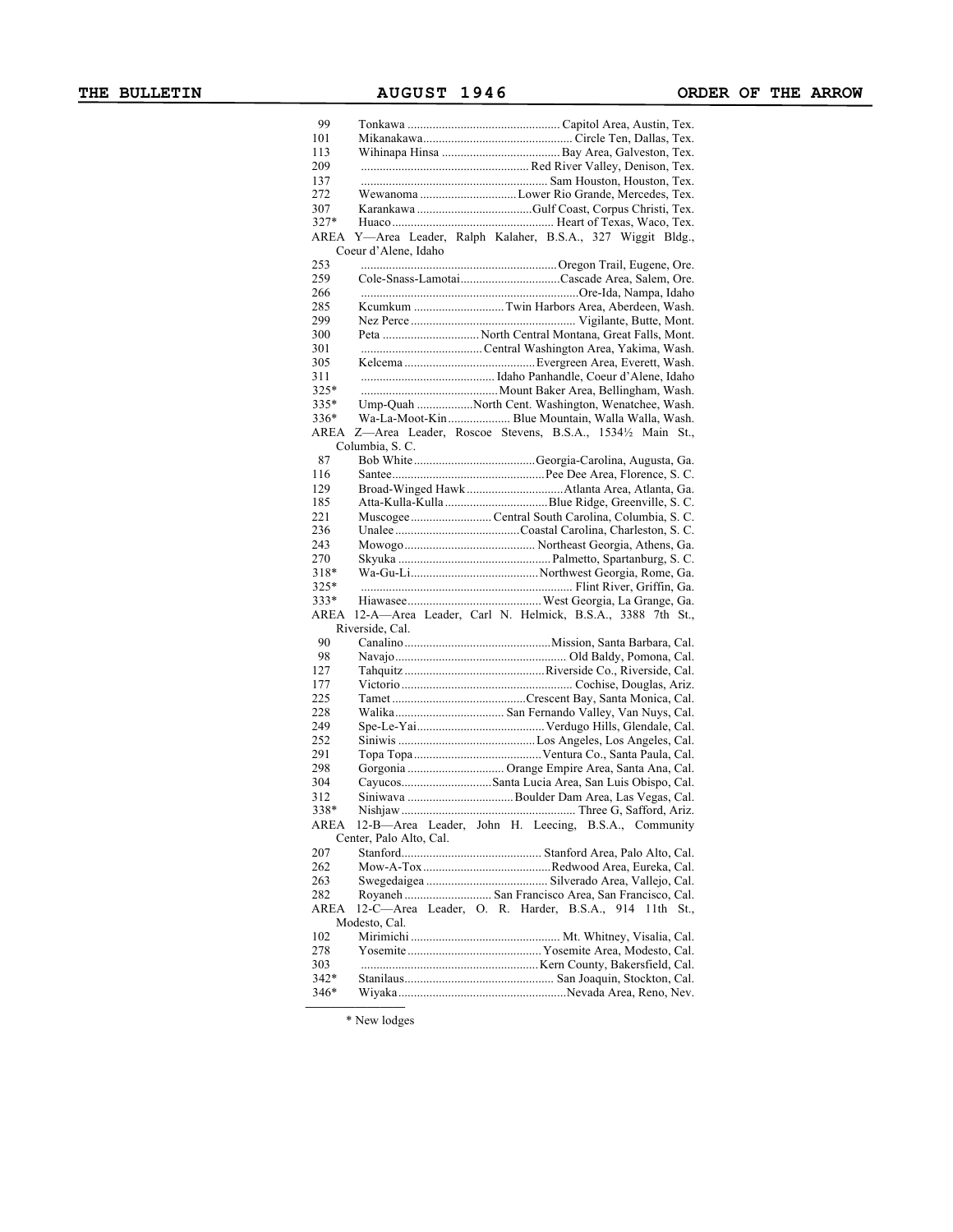| | | |
|---|---|---|
| 99 | Tonkawa | Capitol Area, Austin, Tex. |
| 101 | Mikanakawa | Circle Ten, Dallas, Tex. |
| 113 | Wihinapa Hinsa | Bay Area, Galveston, Tex. |
| 209 | | Red River Valley, Denison, Tex. |
| 137 | | Sam Houston, Houston, Tex. |
| 272 | Wewanoma | Lower Rio Grande, Mercedes, Tex. |
| 307 | Karankawa | Gulf Coast, Corpus Christi, Tex. |
| 327* | Huaco | Heart of Texas, Waco, Tex. |

AREA Y—Area Leader, Ralph Kalaher, B.S.A., 327 Wiggit Bldg., Coeur d'Alene, Idaho

| | | |
|---|---|---|
| 253 | | Oregon Trail, Eugene, Ore. |
| 259 | Cole-Snass-Lamotai | Cascade Area, Salem, Ore. |
| 266 | | Ore-Ida, Nampa, Idaho |
| 285 | Kcumkum | Twin Harbors Area, Aberdeen, Wash. |
| 299 | Nez Perce | Vigilante, Butte, Mont. |
| 300 | Peta | North Central Montana, Great Falls, Mont. |
| 301 | | Central Washington Area, Yakima, Wash. |
| 305 | Kelcema | Evergreen Area, Everett, Wash. |
| 311 | | Idaho Panhandle, Coeur d'Alene, Idaho |
| 325* | | Mount Baker Area, Bellingham, Wash. |
| 335* | Ump-Quah | North Cent. Washington, Wenatchee, Wash. |
| 336* | Wa-La-Moot-Kin | Blue Mountain, Walla Walla, Wash. |

AREA Z—Area Leader, Roscoe Stevens, B.S.A., 1534½ Main St., Columbia, S. C.

| | | |
|---|---|---|
| 87 | Bob White | Georgia-Carolina, Augusta, Ga. |
| 116 | Santee | Pee Dee Area, Florence, S. C. |
| 129 | Broad-Winged Hawk | Atlanta Area, Atlanta, Ga. |
| 185 | Atta-Kulla-Kulla | Blue Ridge, Greenville, S. C. |
| 221 | Muscogee | Central South Carolina, Columbia, S. C. |
| 236 | Unalee | Coastal Carolina, Charleston, S. C. |
| 243 | Mowogo | Northeast Georgia, Athens, Ga. |
| 270 | Skyuka | Palmetto, Spartanburg, S. C. |
| 318* | Wa-Gu-Li | Northwest Georgia, Rome, Ga. |
| 325* | | Flint River, Griffin, Ga. |
| 333* | Hiawasee | West Georgia, La Grange, Ga. |

AREA 12-A—Area Leader, Carl N. Helmick, B.S.A., 3388 7th St., Riverside, Cal.

| | | |
|---|---|---|
| 90 | Canalino | Mission, Santa Barbara, Cal. |
| 98 | Navajo | Old Baldy, Pomona, Cal. |
| 127 | Tahquitz | Riverside Co., Riverside, Cal. |
| 177 | Victorio | Cochise, Douglas, Ariz. |
| 225 | Tamet | Crescent Bay, Santa Monica, Cal. |
| 228 | Walika | San Fernando Valley, Van Nuys, Cal. |
| 249 | Spe-Le-Yai | Verdugo Hills, Glendale, Cal. |
| 252 | Siniwis | Los Angeles, Los Angeles, Cal. |
| 291 | Topa Topa | Ventura Co., Santa Paula, Cal. |
| 298 | Gorgonia | Orange Empire Area, Santa Ana, Cal. |
| 304 | Cayucos | Santa Lucia Area, San Luis Obispo, Cal. |
| 312 | Siniwava | Boulder Dam Area, Las Vegas, Cal. |
| 338* | Nishjaw | Three G, Safford, Ariz. |

AREA 12-B—Area Leader, John H. Leecing, B.S.A., Community Center, Palo Alto, Cal.

| | | |
|---|---|---|
| 207 | Stanford | Stanford Area, Palo Alto, Cal. |
| 262 | Mow-A-Tox | Redwood Area, Eureka, Cal. |
| 263 | Swegedaigea | Silverado Area, Vallejo, Cal. |
| 282 | Royaneh | San Francisco Area, San Francisco, Cal. |

AREA 12-C—Area Leader, O. R. Harder, B.S.A., 914 11th St., Modesto, Cal.

| | | |
|---|---|---|
| 102 | Mirimichi | Mt. Whitney, Visalia, Cal. |
| 278 | Yosemite | Yosemite Area, Modesto, Cal. |
| 303 | | Kern County, Bakersfield, Cal. |
| 342* | Stanilaus | San Joaquin, Stockton, Cal. |
| 346* | Wiyaka | Nevada Area, Reno, Nev. |

\* New lodges